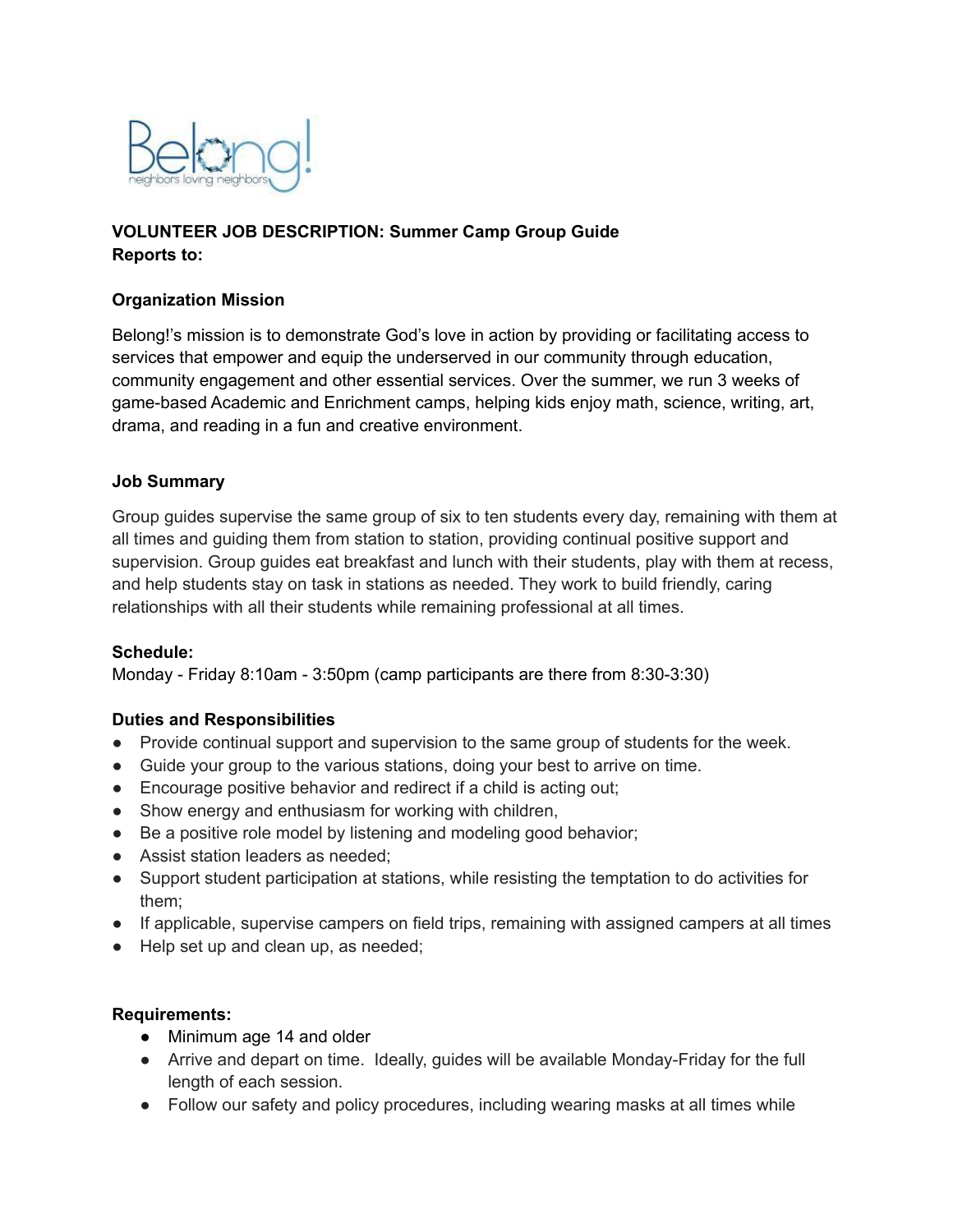**VOLUNTEER JOB DESCRIPTION: Summer Camp Group Guide**
**Reports to:**

**Organization Mission**

Belong!'s mission is to demonstrate God's love in action by providing or facilitating access to services that empower and equip the underserved in our community through education, community engagement and other essential services. Over the summer, we run 3 weeks of game-based Academic and Enrichment camps, helping kids enjoy math, science, writing, art, drama, and reading in a fun and creative environment.

**Job Summary**

Group guides supervise the same group of six to ten students every day, remaining with them at all times and guiding them from station to station, providing continual positive support and supervision. Group guides eat breakfast and lunch with their students, play with them at recess, and help students stay on task in stations as needed. They work to build friendly, caring relationships with all their students while remaining professional at all times.

**Schedule:**
Monday - Friday 8:10am - 3:50pm (camp participants are there from 8:30-3:30)

**Duties and Responsibilities**

- Provide continual support and supervision to the same group of students for the week.
- Guide your group to the various stations, doing your best to arrive on time.
- Encourage positive behavior and redirect if a child is acting out;
- Show energy and enthusiasm for working with children,
- Be a positive role model by listening and modeling good behavior;
- Assist station leaders as needed;
- Support student participation at stations, while resisting the temptation to do activities for them;
- If applicable, supervise campers on field trips, remaining with assigned campers at all times
- Help set up and clean up, as needed;

**Requirements:**

- Minimum age 14 and older
- Arrive and depart on time. Ideally, guides will be available Monday-Friday for the full length of each session.
- Follow our safety and policy procedures, including wearing masks at all times while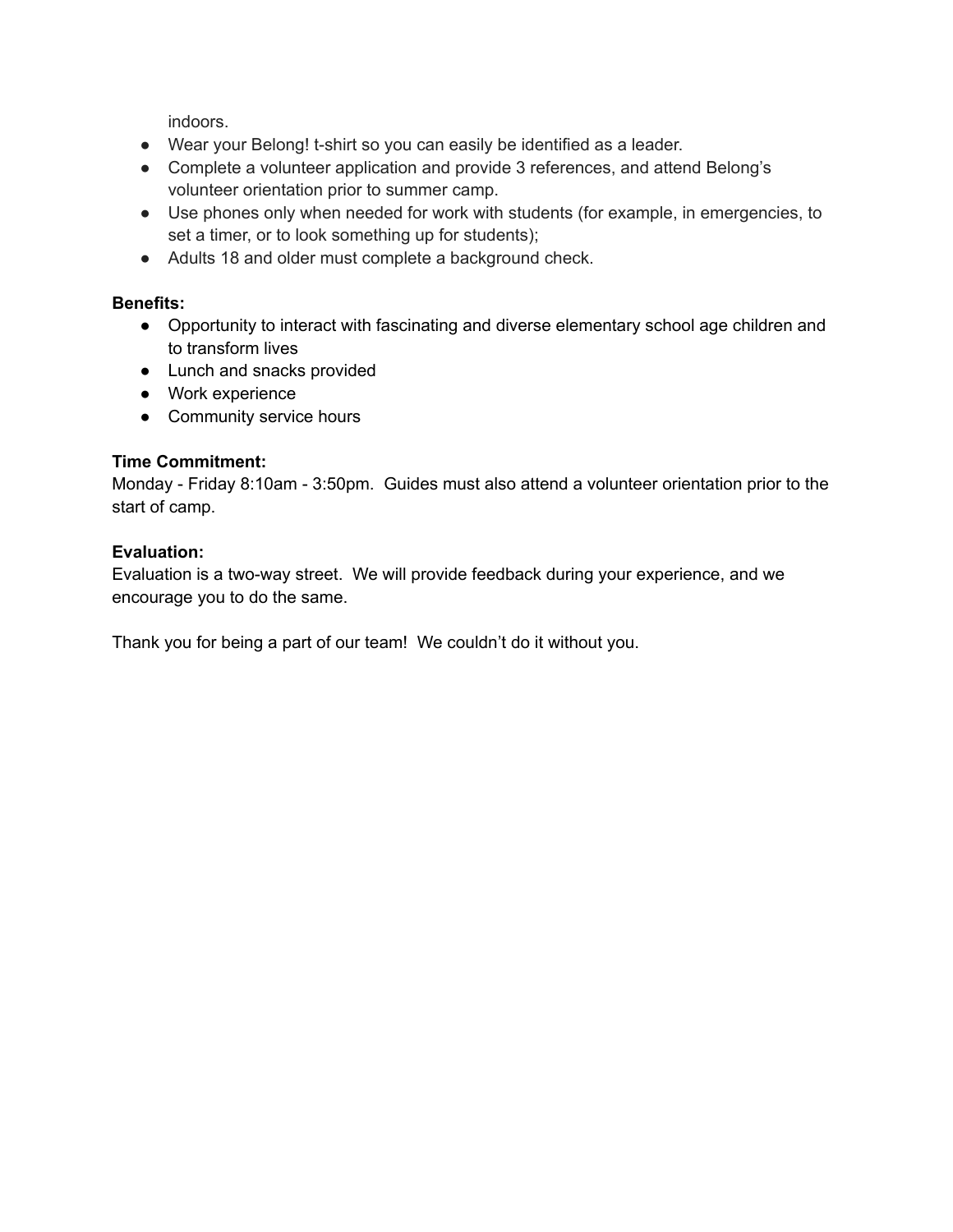indoors.

- Wear your Belong! t-shirt so you can easily be identified as a leader.
- Complete a volunteer application and provide 3 references, and attend Belong's volunteer orientation prior to summer camp.
- Use phones only when needed for work with students (for example, in emergencies, to set a timer, or to look something up for students);
- Adults 18 and older must complete a background check.

**Benefits:**

- Opportunity to interact with fascinating and diverse elementary school age children and to transform lives
- Lunch and snacks provided
- Work experience
- Community service hours

**Time Commitment:**

Monday - Friday 8:10am - 3:50pm. Guides must also attend a volunteer orientation prior to the start of camp.

**Evaluation:**

Evaluation is a two-way street. We will provide feedback during your experience, and we encourage you to do the same.

Thank you for being a part of our team! We couldn't do it without you.